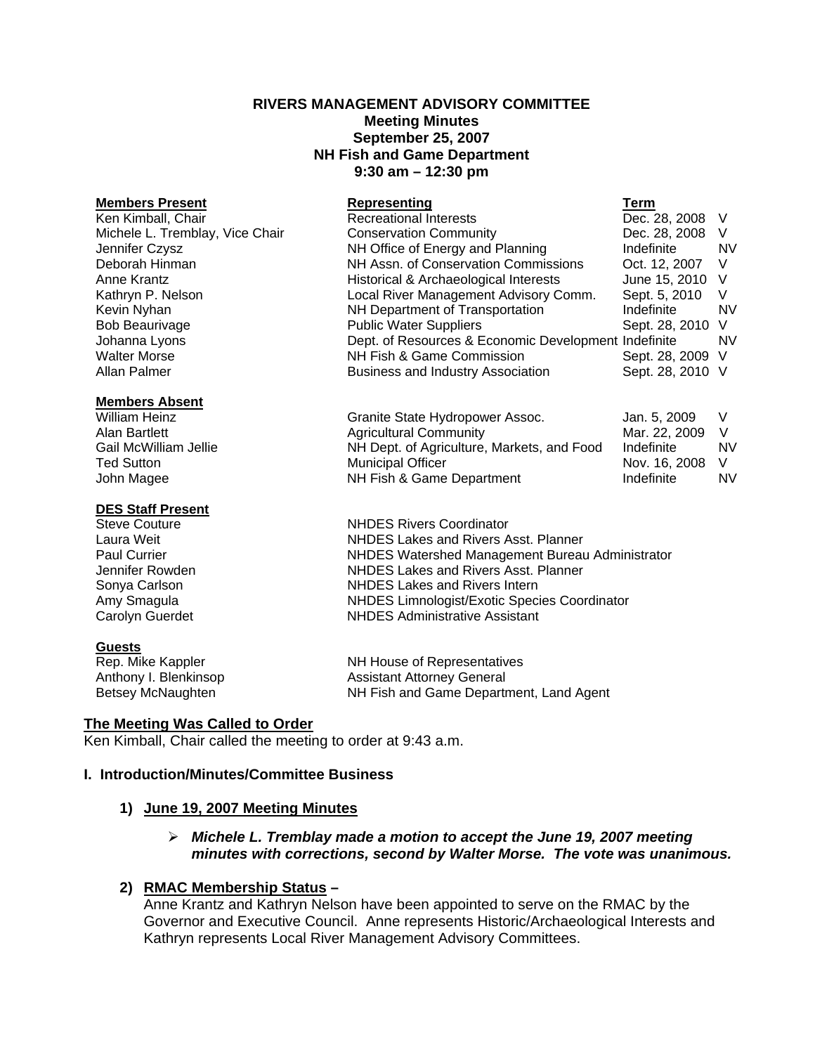**RIVERS MANAGEMENT ADVISORY COMMITTEE**
**Meeting Minutes**
**September 25, 2007**
**NH Fish and Game Department**
**9:30 am – 12:30 pm**

| **Members Present** | **Representing** | **Term** | |
|---|---|---|---|
| Ken Kimball, Chair | Recreational Interests | Dec. 28, 2008 | V |
| Michele L. Tremblay, Vice Chair | Conservation Community | Dec. 28, 2008 | V |
| Jennifer Czysz | NH Office of Energy and Planning | Indefinite | NV |
| Deborah Hinman | NH Assn. of Conservation Commissions | Oct. 12, 2007 | V |
| Anne Krantz | Historical & Archaeological Interests | June 15, 2010 | V |
| Kathryn P. Nelson | Local River Management Advisory Comm. | Sept. 5, 2010 | V |
| Kevin Nyhan | NH Department of Transportation | Indefinite | NV |
| Bob Beaurivage | Public Water Suppliers | Sept. 28, 2010 | V |
| Johanna Lyons | Dept. of Resources & Economic Development | Indefinite | NV |
| Walter Morse | NH Fish & Game Commission | Sept. 28, 2009 | V |
| Allan Palmer | Business and Industry Association | Sept. 28, 2010 | V |

| **Members Absent** | | | |
|---|---|---|---|
| William Heinz | Granite State Hydropower Assoc. | Jan. 5, 2009 | V |
| Alan Bartlett | Agricultural Community | Mar. 22, 2009 | V |
| Gail McWilliam Jellie | NH Dept. of Agriculture, Markets, and Food | Indefinite | NV |
| Ted Sutton | Municipal Officer | Nov. 16, 2008 | V |
| John Magee | NH Fish & Game Department | Indefinite | NV |

| **DES Staff Present** | |
|---|---|
| Steve Couture | NHDES Rivers Coordinator |
| Laura Weit | NHDES Lakes and Rivers Asst. Planner |
| Paul Currier | NHDES Watershed Management Bureau Administrator |
| Jennifer Rowden | NHDES Lakes and Rivers Asst. Planner |
| Sonya Carlson | NHDES Lakes and Rivers Intern |
| Amy Smagula | NHDES Limnologist/Exotic Species Coordinator |
| Carolyn Guerdet | NHDES Administrative Assistant |

| **Guests** | |
|---|---|
| Rep. Mike Kappler | NH House of Representatives |
| Anthony I. Blenkinsop | Assistant Attorney General |
| Betsey McNaughten | NH Fish and Game Department, Land Agent |

**The Meeting Was Called to Order**

Ken Kimball, Chair called the meeting to order at 9:43 a.m.

**I. Introduction/Minutes/Committee Business**

**1) June 19, 2007 Meeting Minutes**

- ***Michele L. Tremblay made a motion to accept the June 19, 2007 meeting minutes with corrections, second by Walter Morse. The vote was unanimous.***

**2) RMAC Membership Status –**

Anne Krantz and Kathryn Nelson have been appointed to serve on the RMAC by the Governor and Executive Council. Anne represents Historic/Archaeological Interests and Kathryn represents Local River Management Advisory Committees.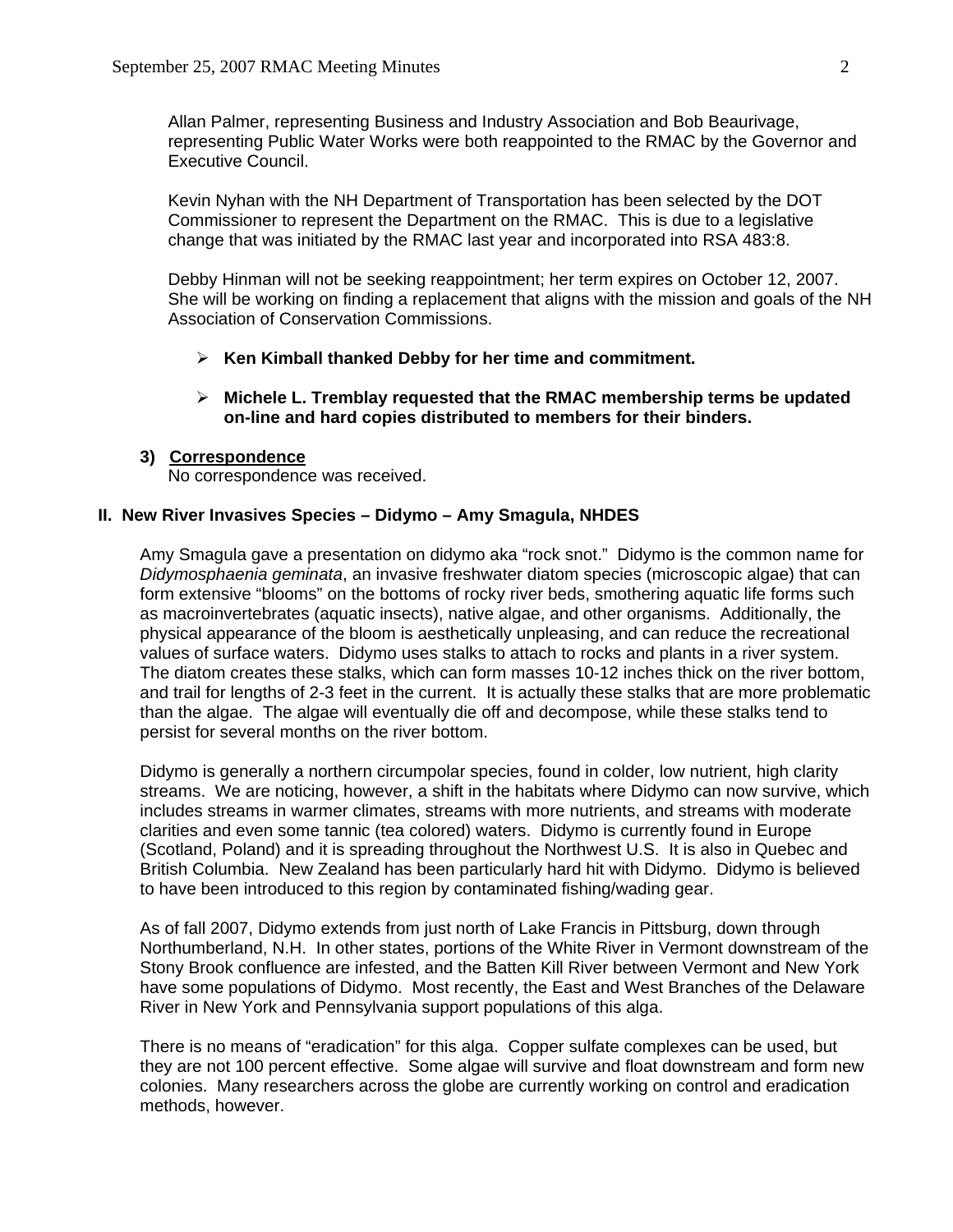Allan Palmer, representing Business and Industry Association and Bob Beaurivage, representing Public Water Works were both reappointed to the RMAC by the Governor and Executive Council.

Kevin Nyhan with the NH Department of Transportation has been selected by the DOT Commissioner to represent the Department on the RMAC. This is due to a legislative change that was initiated by the RMAC last year and incorporated into RSA 483:8.

Debby Hinman will not be seeking reappointment; her term expires on October 12, 2007. She will be working on finding a replacement that aligns with the mission and goals of the NH Association of Conservation Commissions.

- **Ken Kimball thanked Debby for her time and commitment.**
- **Michele L. Tremblay requested that the RMAC membership terms be updated on-line and hard copies distributed to members for their binders.**

**3) Correspondence**

No correspondence was received.

## II. New River Invasives Species – Didymo – Amy Smagula, NHDES

Amy Smagula gave a presentation on didymo aka "rock snot." Didymo is the common name for *Didymosphaenia geminata*, an invasive freshwater diatom species (microscopic algae) that can form extensive "blooms" on the bottoms of rocky river beds, smothering aquatic life forms such as macroinvertebrates (aquatic insects), native algae, and other organisms. Additionally, the physical appearance of the bloom is aesthetically unpleasing, and can reduce the recreational values of surface waters. Didymo uses stalks to attach to rocks and plants in a river system. The diatom creates these stalks, which can form masses 10-12 inches thick on the river bottom, and trail for lengths of 2-3 feet in the current. It is actually these stalks that are more problematic than the algae. The algae will eventually die off and decompose, while these stalks tend to persist for several months on the river bottom.

Didymo is generally a northern circumpolar species, found in colder, low nutrient, high clarity streams. We are noticing, however, a shift in the habitats where Didymo can now survive, which includes streams in warmer climates, streams with more nutrients, and streams with moderate clarities and even some tannic (tea colored) waters. Didymo is currently found in Europe (Scotland, Poland) and it is spreading throughout the Northwest U.S. It is also in Quebec and British Columbia. New Zealand has been particularly hard hit with Didymo. Didymo is believed to have been introduced to this region by contaminated fishing/wading gear.

As of fall 2007, Didymo extends from just north of Lake Francis in Pittsburg, down through Northumberland, N.H. In other states, portions of the White River in Vermont downstream of the Stony Brook confluence are infested, and the Batten Kill River between Vermont and New York have some populations of Didymo. Most recently, the East and West Branches of the Delaware River in New York and Pennsylvania support populations of this alga.

There is no means of "eradication" for this alga. Copper sulfate complexes can be used, but they are not 100 percent effective. Some algae will survive and float downstream and form new colonies. Many researchers across the globe are currently working on control and eradication methods, however.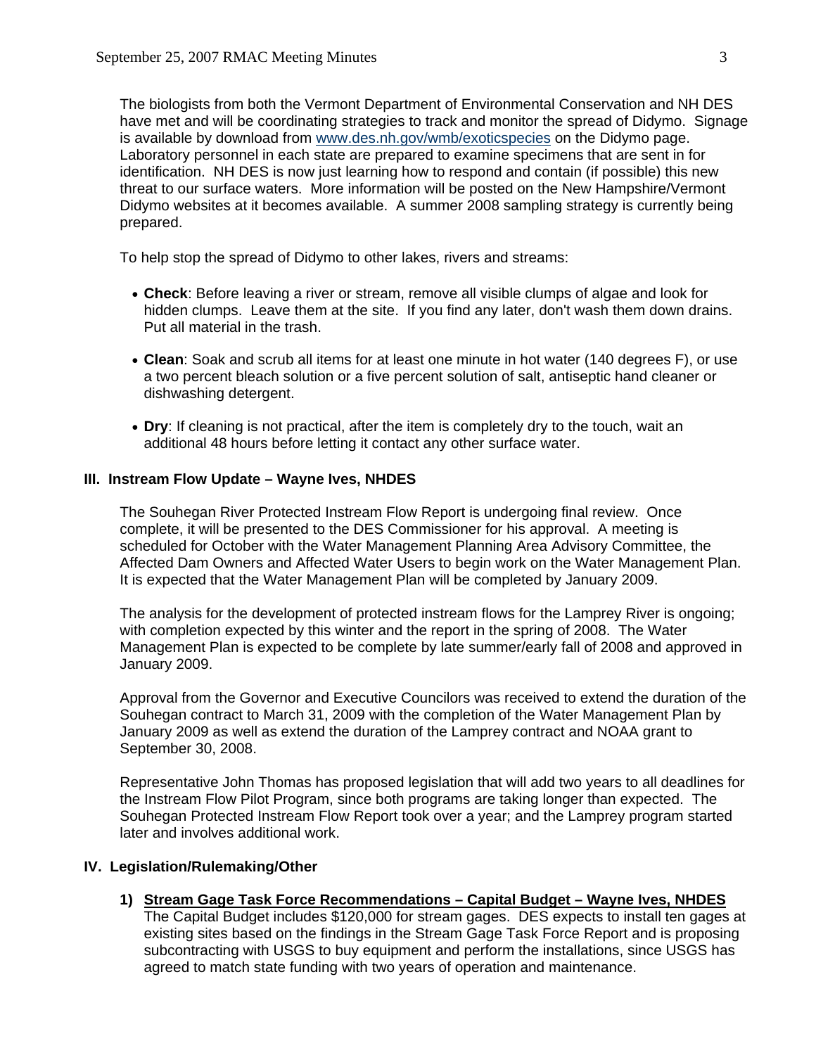The biologists from both the Vermont Department of Environmental Conservation and NH DES have met and will be coordinating strategies to track and monitor the spread of Didymo. Signage is available by download from [www.des.nh.gov/wmb/exoticspecies](http://www.des.nh.gov/wmb/exoticspecies) on the Didymo page. Laboratory personnel in each state are prepared to examine specimens that are sent in for identification. NH DES is now just learning how to respond and contain (if possible) this new threat to our surface waters. More information will be posted on the New Hampshire/Vermont Didymo websites at it becomes available. A summer 2008 sampling strategy is currently being prepared.

To help stop the spread of Didymo to other lakes, rivers and streams:

- **Check**: Before leaving a river or stream, remove all visible clumps of algae and look for hidden clumps. Leave them at the site. If you find any later, don't wash them down drains. Put all material in the trash.
- **Clean**: Soak and scrub all items for at least one minute in hot water (140 degrees F), or use a two percent bleach solution or a five percent solution of salt, antiseptic hand cleaner or dishwashing detergent.
- **Dry**: If cleaning is not practical, after the item is completely dry to the touch, wait an additional 48 hours before letting it contact any other surface water.

## III. Instream Flow Update – Wayne Ives, NHDES

The Souhegan River Protected Instream Flow Report is undergoing final review. Once complete, it will be presented to the DES Commissioner for his approval. A meeting is scheduled for October with the Water Management Planning Area Advisory Committee, the Affected Dam Owners and Affected Water Users to begin work on the Water Management Plan. It is expected that the Water Management Plan will be completed by January 2009.

The analysis for the development of protected instream flows for the Lamprey River is ongoing; with completion expected by this winter and the report in the spring of 2008. The Water Management Plan is expected to be complete by late summer/early fall of 2008 and approved in January 2009.

Approval from the Governor and Executive Councilors was received to extend the duration of the Souhegan contract to March 31, 2009 with the completion of the Water Management Plan by January 2009 as well as extend the duration of the Lamprey contract and NOAA grant to September 30, 2008.

Representative John Thomas has proposed legislation that will add two years to all deadlines for the Instream Flow Pilot Program, since both programs are taking longer than expected. The Souhegan Protected Instream Flow Report took over a year; and the Lamprey program started later and involves additional work.

## IV. Legislation/Rulemaking/Other

1) **Stream Gage Task Force Recommendations – Capital Budget – Wayne Ives, NHDES**
   The Capital Budget includes $120,000 for stream gages. DES expects to install ten gages at existing sites based on the findings in the Stream Gage Task Force Report and is proposing subcontracting with USGS to buy equipment and perform the installations, since USGS has agreed to match state funding with two years of operation and maintenance.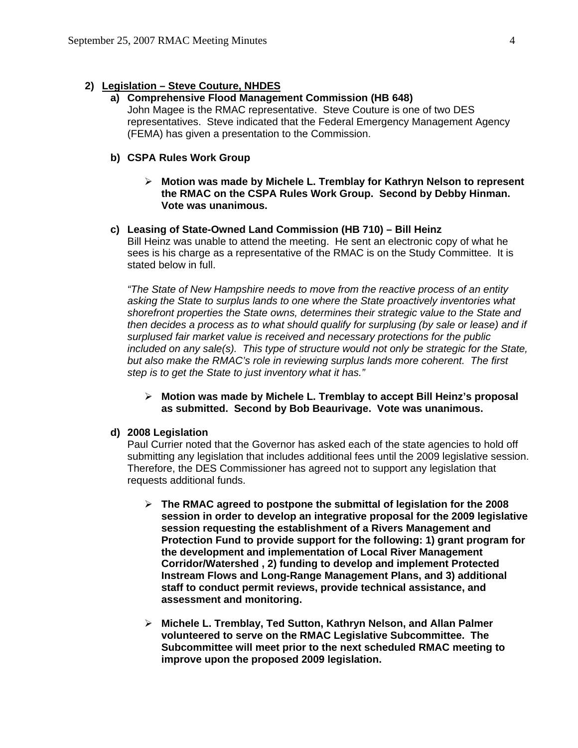## 2) Legislation – Steve Couture, NHDES

### a) Comprehensive Flood Management Commission (HB 648)

John Magee is the RMAC representative. Steve Couture is one of two DES representatives. Steve indicated that the Federal Emergency Management Agency (FEMA) has given a presentation to the Commission.

### b) CSPA Rules Work Group

- **Motion was made by Michele L. Tremblay for Kathryn Nelson to represent the RMAC on the CSPA Rules Work Group. Second by Debby Hinman. Vote was unanimous.**

### c) Leasing of State-Owned Land Commission (HB 710) – Bill Heinz

Bill Heinz was unable to attend the meeting. He sent an electronic copy of what he sees is his charge as a representative of the RMAC is on the Study Committee. It is stated below in full.

*"The State of New Hampshire needs to move from the reactive process of an entity asking the State to surplus lands to one where the State proactively inventories what shorefront properties the State owns, determines their strategic value to the State and then decides a process as to what should qualify for surplusing (by sale or lease) and if surplused fair market value is received and necessary protections for the public included on any sale(s). This type of structure would not only be strategic for the State, but also make the RMAC's role in reviewing surplus lands more coherent. The first step is to get the State to just inventory what it has."*

- **Motion was made by Michele L. Tremblay to accept Bill Heinz's proposal as submitted. Second by Bob Beaurivage. Vote was unanimous.**

### d) 2008 Legislation

Paul Currier noted that the Governor has asked each of the state agencies to hold off submitting any legislation that includes additional fees until the 2009 legislative session. Therefore, the DES Commissioner has agreed not to support any legislation that requests additional funds.

- **The RMAC agreed to postpone the submittal of legislation for the 2008 session in order to develop an integrative proposal for the 2009 legislative session requesting the establishment of a Rivers Management and Protection Fund to provide support for the following: 1) grant program for the development and implementation of Local River Management Corridor/Watershed , 2) funding to develop and implement Protected Instream Flows and Long-Range Management Plans, and 3) additional staff to conduct permit reviews, provide technical assistance, and assessment and monitoring.**

- **Michele L. Tremblay, Ted Sutton, Kathryn Nelson, and Allan Palmer volunteered to serve on the RMAC Legislative Subcommittee. The Subcommittee will meet prior to the next scheduled RMAC meeting to improve upon the proposed 2009 legislation.**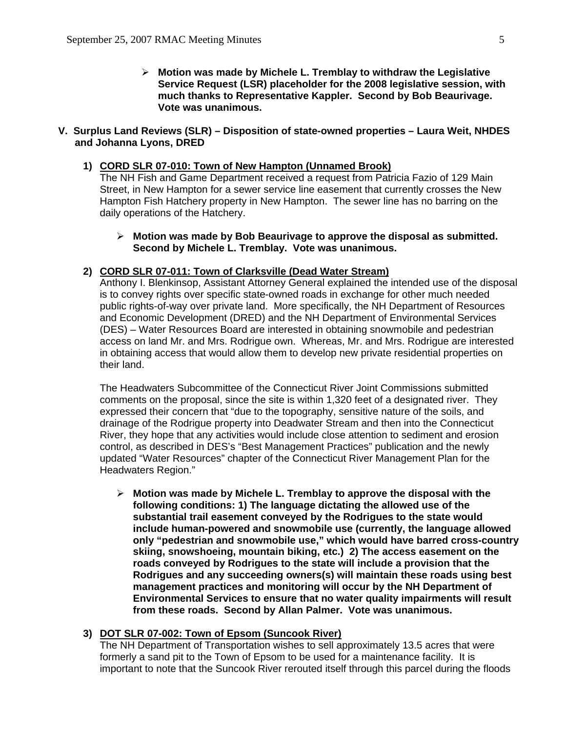- **Motion was made by Michele L. Tremblay to withdraw the Legislative Service Request (LSR) placeholder for the 2008 legislative session, with much thanks to Representative Kappler. Second by Bob Beaurivage. Vote was unanimous.**

## V. Surplus Land Reviews (SLR) – Disposition of state-owned properties – Laura Weit, NHDES and Johanna Lyons, DRED

### 1) CORD SLR 07-010: Town of New Hampton (Unnamed Brook)

The NH Fish and Game Department received a request from Patricia Fazio of 129 Main Street, in New Hampton for a sewer service line easement that currently crosses the New Hampton Fish Hatchery property in New Hampton. The sewer line has no barring on the daily operations of the Hatchery.

- **Motion was made by Bob Beaurivage to approve the disposal as submitted. Second by Michele L. Tremblay. Vote was unanimous.**

### 2) CORD SLR 07-011: Town of Clarksville (Dead Water Stream)

Anthony I. Blenkinsop, Assistant Attorney General explained the intended use of the disposal is to convey rights over specific state-owned roads in exchange for other much needed public rights-of-way over private land. More specifically, the NH Department of Resources and Economic Development (DRED) and the NH Department of Environmental Services (DES) – Water Resources Board are interested in obtaining snowmobile and pedestrian access on land Mr. and Mrs. Rodrigue own. Whereas, Mr. and Mrs. Rodrigue are interested in obtaining access that would allow them to develop new private residential properties on their land.

The Headwaters Subcommittee of the Connecticut River Joint Commissions submitted comments on the proposal, since the site is within 1,320 feet of a designated river. They expressed their concern that "due to the topography, sensitive nature of the soils, and drainage of the Rodrigue property into Deadwater Stream and then into the Connecticut River, they hope that any activities would include close attention to sediment and erosion control, as described in DES's "Best Management Practices" publication and the newly updated "Water Resources" chapter of the Connecticut River Management Plan for the Headwaters Region."

- **Motion was made by Michele L. Tremblay to approve the disposal with the following conditions: 1) The language dictating the allowed use of the substantial trail easement conveyed by the Rodrigues to the state would include human-powered and snowmobile use (currently, the language allowed only "pedestrian and snowmobile use," which would have barred cross-country skiing, snowshoeing, mountain biking, etc.) 2) The access easement on the roads conveyed by Rodrigues to the state will include a provision that the Rodrigues and any succeeding owners(s) will maintain these roads using best management practices and monitoring will occur by the NH Department of Environmental Services to ensure that no water quality impairments will result from these roads. Second by Allan Palmer. Vote was unanimous.**

### 3) DOT SLR 07-002: Town of Epsom (Suncook River)

The NH Department of Transportation wishes to sell approximately 13.5 acres that were formerly a sand pit to the Town of Epsom to be used for a maintenance facility. It is important to note that the Suncook River rerouted itself through this parcel during the floods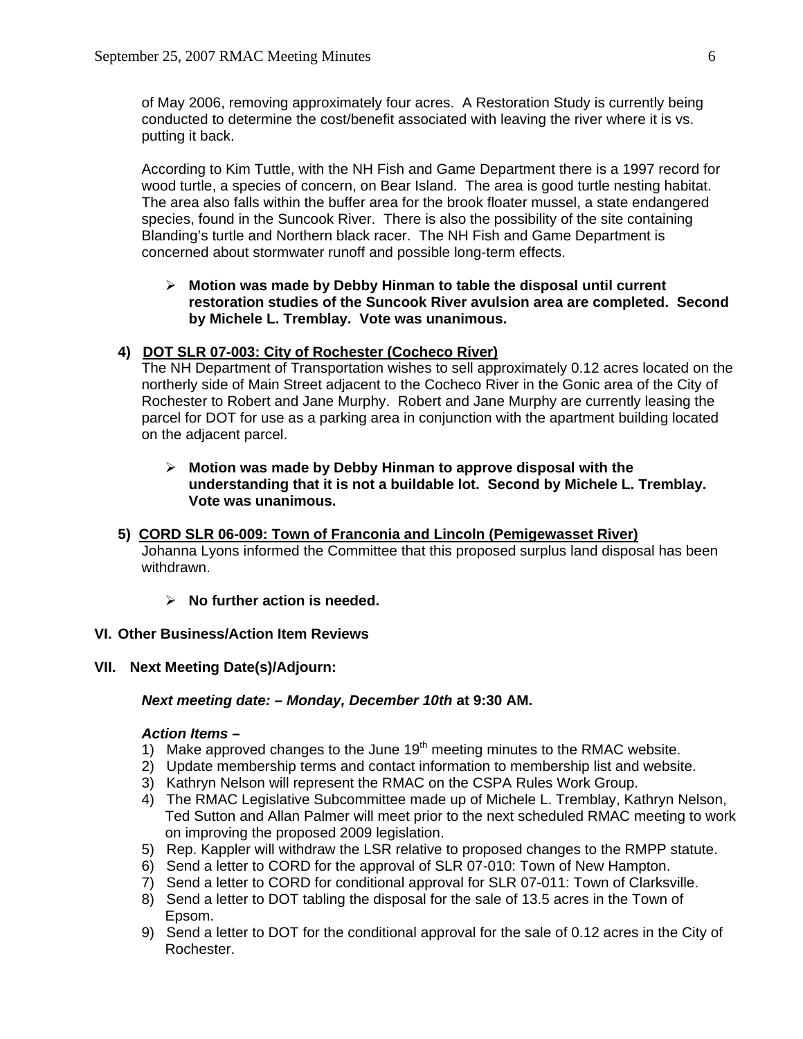of May 2006, removing approximately four acres. A Restoration Study is currently being conducted to determine the cost/benefit associated with leaving the river where it is vs. putting it back.

According to Kim Tuttle, with the NH Fish and Game Department there is a 1997 record for wood turtle, a species of concern, on Bear Island. The area is good turtle nesting habitat. The area also falls within the buffer area for the brook floater mussel, a state endangered species, found in the Suncook River. There is also the possibility of the site containing Blanding's turtle and Northern black racer. The NH Fish and Game Department is concerned about stormwater runoff and possible long-term effects.

- **Motion was made by Debby Hinman to table the disposal until current restoration studies of the Suncook River avulsion area are completed. Second by Michele L. Tremblay. Vote was unanimous.**

**4) DOT SLR 07-003: City of Rochester (Cocheco River)**

The NH Department of Transportation wishes to sell approximately 0.12 acres located on the northerly side of Main Street adjacent to the Cocheco River in the Gonic area of the City of Rochester to Robert and Jane Murphy. Robert and Jane Murphy are currently leasing the parcel for DOT for use as a parking area in conjunction with the apartment building located on the adjacent parcel.

- **Motion was made by Debby Hinman to approve disposal with the understanding that it is not a buildable lot. Second by Michele L. Tremblay. Vote was unanimous.**

**5) CORD SLR 06-009: Town of Franconia and Lincoln (Pemigewasset River)**

Johanna Lyons informed the Committee that this proposed surplus land disposal has been withdrawn.

- **No further action is needed.**

## VI. Other Business/Action Item Reviews

## VII. Next Meeting Date(s)/Adjourn:

***Next meeting date: – Monday, December 10th* at 9:30 AM.**

***Action Items –***

1) Make approved changes to the June 19th meeting minutes to the RMAC website.
2) Update membership terms and contact information to membership list and website.
3) Kathryn Nelson will represent the RMAC on the CSPA Rules Work Group.
4) The RMAC Legislative Subcommittee made up of Michele L. Tremblay, Kathryn Nelson, Ted Sutton and Allan Palmer will meet prior to the next scheduled RMAC meeting to work on improving the proposed 2009 legislation.
5) Rep. Kappler will withdraw the LSR relative to proposed changes to the RMPP statute.
6) Send a letter to CORD for the approval of SLR 07-010: Town of New Hampton.
7) Send a letter to CORD for conditional approval for SLR 07-011: Town of Clarksville.
8) Send a letter to DOT tabling the disposal for the sale of 13.5 acres in the Town of Epsom.
9) Send a letter to DOT for the conditional approval for the sale of 0.12 acres in the City of Rochester.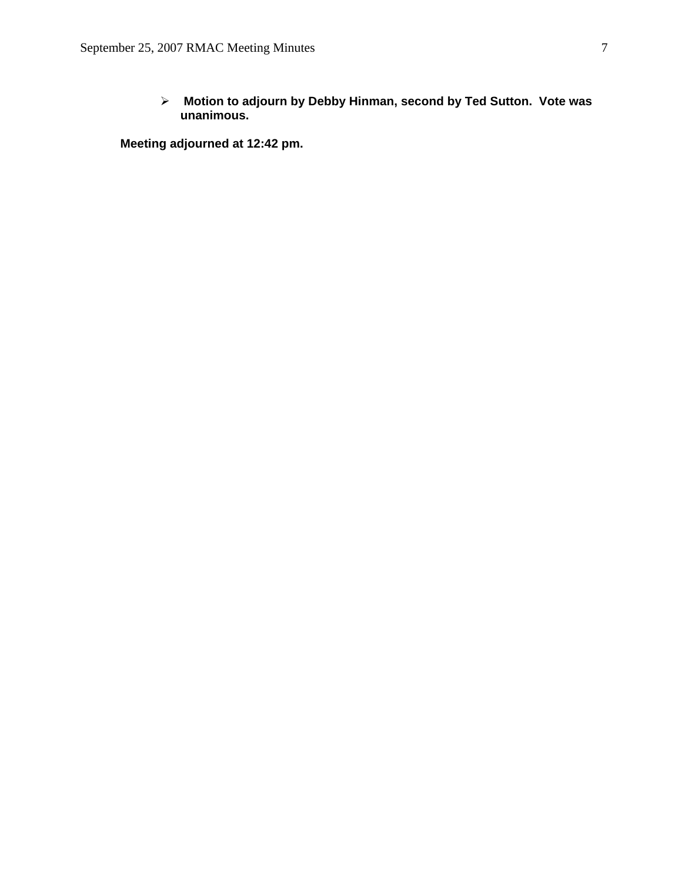- **Motion to adjourn by Debby Hinman, second by Ted Sutton. Vote was unanimous.**

**Meeting adjourned at 12:42 pm.**